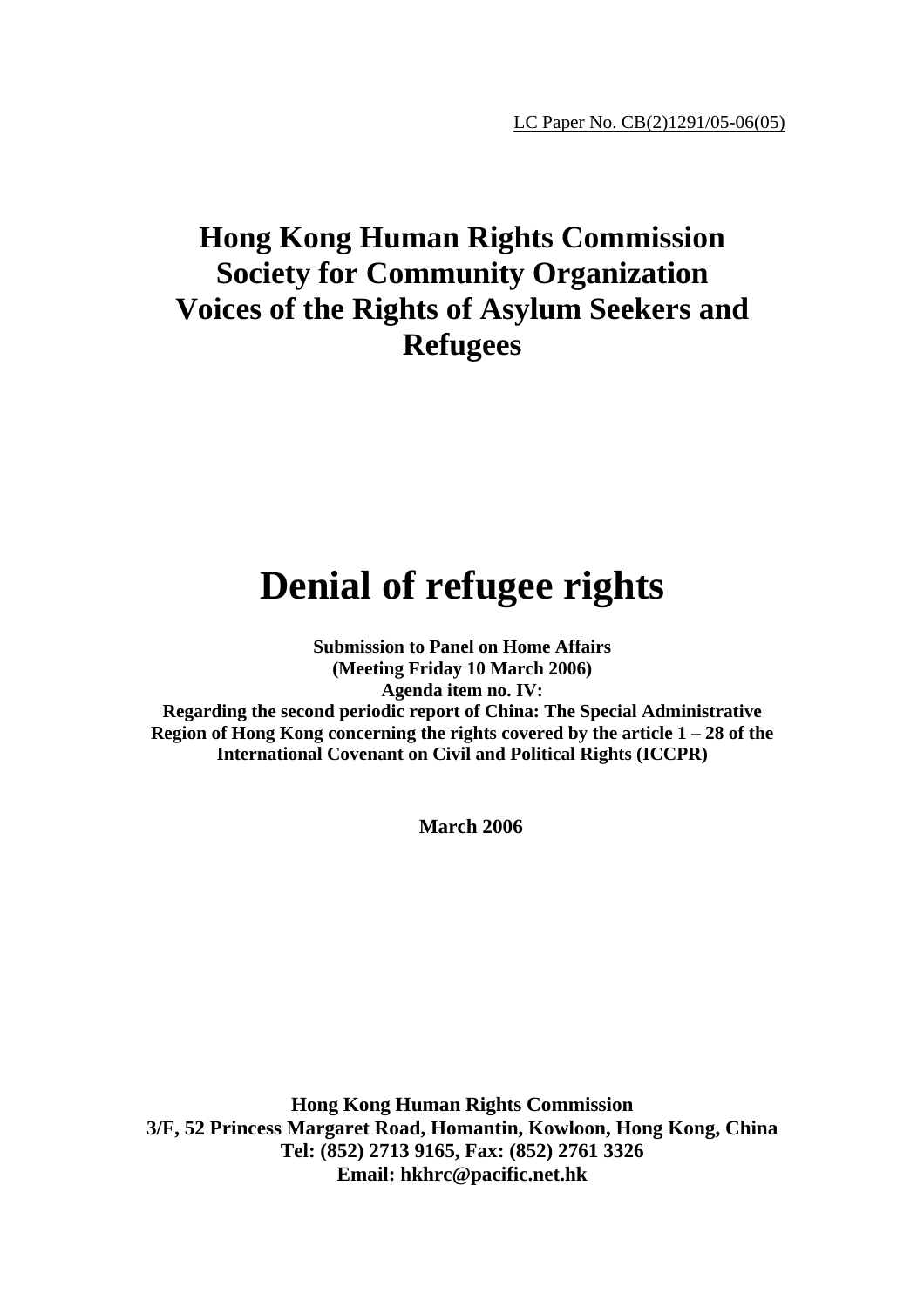LC Paper No. CB(2)1291/05-06(05)

**Hong Kong Human Rights Commission**
**Society for Community Organization**
**Voices of the Rights of Asylum Seekers and Refugees**

# Denial of refugee rights

**Submission to Panel on Home Affairs**
**(Meeting Friday 10 March 2006)**
**Agenda item no. IV:**
**Regarding the second periodic report of China: The Special Administrative Region of Hong Kong concerning the rights covered by the article 1 – 28 of the International Covenant on Civil and Political Rights (ICCPR)**

**March 2006**

**Hong Kong Human Rights Commission**
**3/F, 52 Princess Margaret Road, Homantin, Kowloon, Hong Kong, China**
**Tel: (852) 2713 9165, Fax: (852) 2761 3326**
**Email: hkhrc@pacific.net.hk**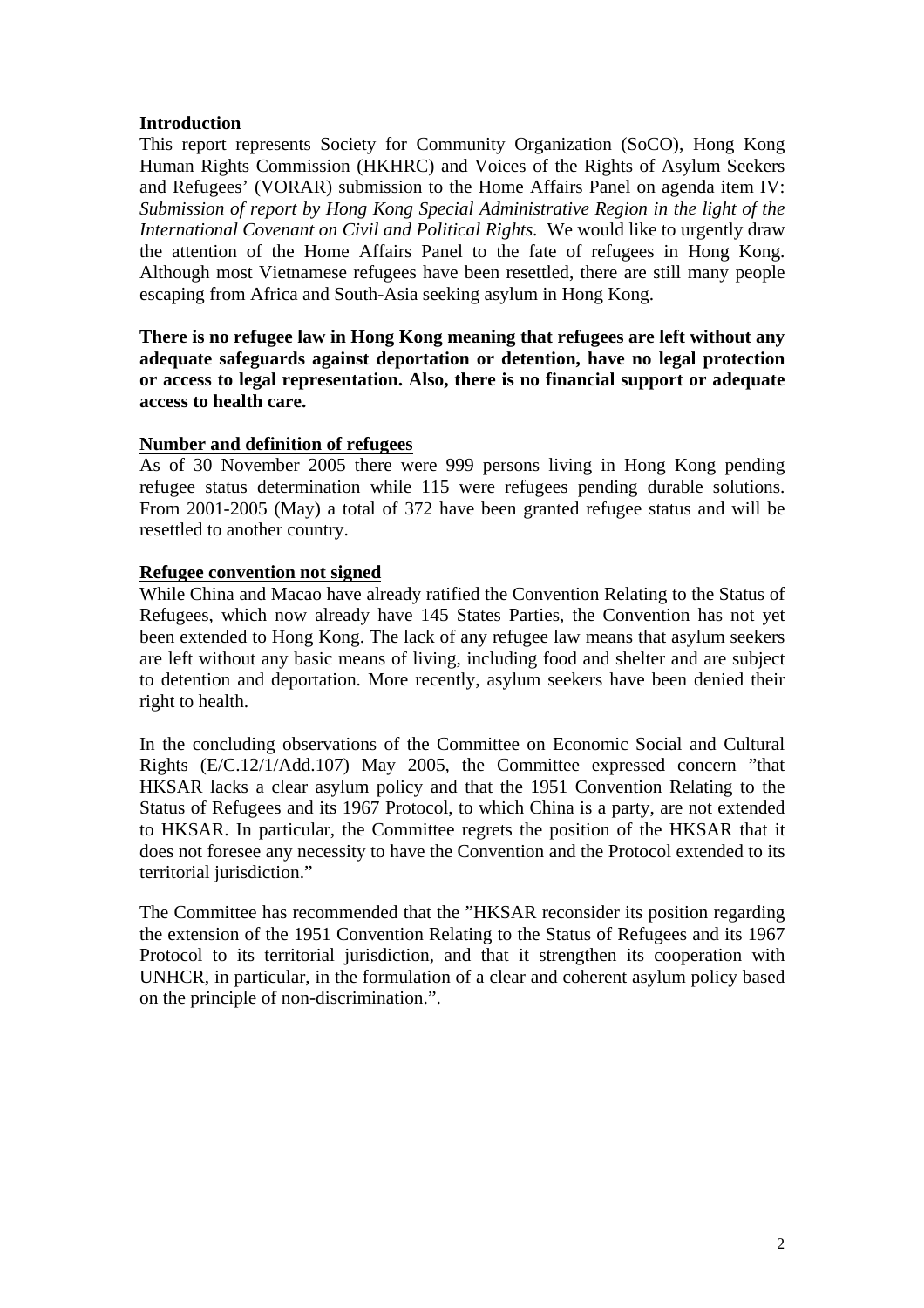**Introduction**

This report represents Society for Community Organization (SoCO), Hong Kong Human Rights Commission (HKHRC) and Voices of the Rights of Asylum Seekers and Refugees' (VORAR) submission to the Home Affairs Panel on agenda item IV: *Submission of report by Hong Kong Special Administrative Region in the light of the International Covenant on Civil and Political Rights.* We would like to urgently draw the attention of the Home Affairs Panel to the fate of refugees in Hong Kong. Although most Vietnamese refugees have been resettled, there are still many people escaping from Africa and South-Asia seeking asylum in Hong Kong.

**There is no refugee law in Hong Kong meaning that refugees are left without any adequate safeguards against deportation or detention, have no legal protection or access to legal representation. Also, there is no financial support or adequate access to health care.**

**Number and definition of refugees**

As of 30 November 2005 there were 999 persons living in Hong Kong pending refugee status determination while 115 were refugees pending durable solutions. From 2001-2005 (May) a total of 372 have been granted refugee status and will be resettled to another country.

**Refugee convention not signed**

While China and Macao have already ratified the Convention Relating to the Status of Refugees, which now already have 145 States Parties, the Convention has not yet been extended to Hong Kong. The lack of any refugee law means that asylum seekers are left without any basic means of living, including food and shelter and are subject to detention and deportation. More recently, asylum seekers have been denied their right to health.

In the concluding observations of the Committee on Economic Social and Cultural Rights (E/C.12/1/Add.107) May 2005, the Committee expressed concern "that HKSAR lacks a clear asylum policy and that the 1951 Convention Relating to the Status of Refugees and its 1967 Protocol, to which China is a party, are not extended to HKSAR. In particular, the Committee regrets the position of the HKSAR that it does not foresee any necessity to have the Convention and the Protocol extended to its territorial jurisdiction."

The Committee has recommended that the "HKSAR reconsider its position regarding the extension of the 1951 Convention Relating to the Status of Refugees and its 1967 Protocol to its territorial jurisdiction, and that it strengthen its cooperation with UNHCR, in particular, in the formulation of a clear and coherent asylum policy based on the principle of non-discrimination.".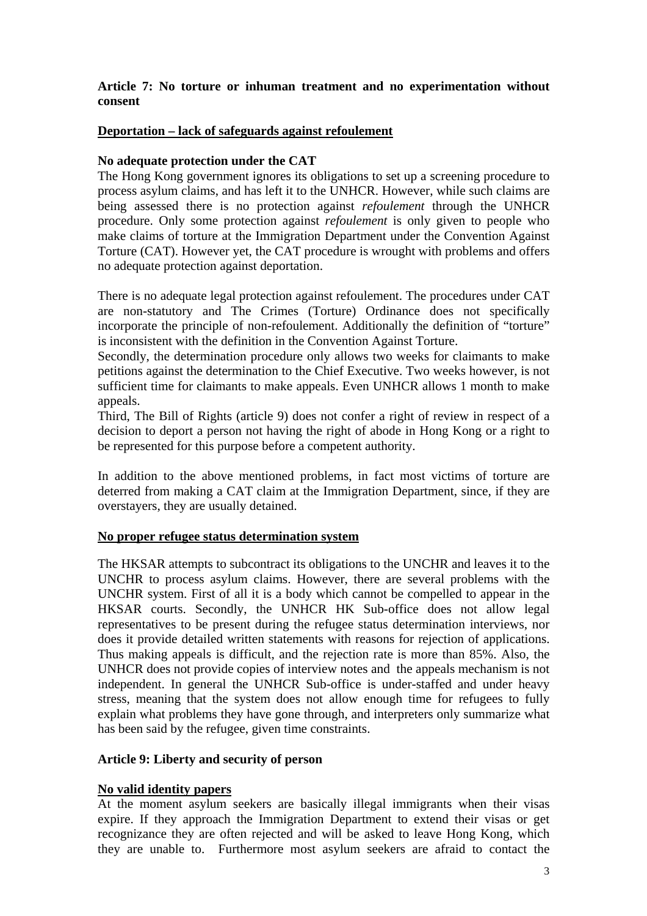**Article 7: No torture or inhuman treatment and no experimentation without consent**

**Deportation – lack of safeguards against refoulement**

**No adequate protection under the CAT**

The Hong Kong government ignores its obligations to set up a screening procedure to process asylum claims, and has left it to the UNHCR. However, while such claims are being assessed there is no protection against *refoulement* through the UNHCR procedure. Only some protection against *refoulement* is only given to people who make claims of torture at the Immigration Department under the Convention Against Torture (CAT). However yet, the CAT procedure is wrought with problems and offers no adequate protection against deportation.

There is no adequate legal protection against refoulement. The procedures under CAT are non-statutory and The Crimes (Torture) Ordinance does not specifically incorporate the principle of non-refoulement. Additionally the definition of "torture" is inconsistent with the definition in the Convention Against Torture.

Secondly, the determination procedure only allows two weeks for claimants to make petitions against the determination to the Chief Executive. Two weeks however, is not sufficient time for claimants to make appeals. Even UNHCR allows 1 month to make appeals.

Third, The Bill of Rights (article 9) does not confer a right of review in respect of a decision to deport a person not having the right of abode in Hong Kong or a right to be represented for this purpose before a competent authority.

In addition to the above mentioned problems, in fact most victims of torture are deterred from making a CAT claim at the Immigration Department, since, if they are overstayers, they are usually detained.

**No proper refugee status determination system**

The HKSAR attempts to subcontract its obligations to the UNCHR and leaves it to the UNCHR to process asylum claims. However, there are several problems with the UNCHR system. First of all it is a body which cannot be compelled to appear in the HKSAR courts. Secondly, the UNHCR HK Sub-office does not allow legal representatives to be present during the refugee status determination interviews, nor does it provide detailed written statements with reasons for rejection of applications. Thus making appeals is difficult, and the rejection rate is more than 85%. Also, the UNHCR does not provide copies of interview notes and the appeals mechanism is not independent. In general the UNHCR Sub-office is under-staffed and under heavy stress, meaning that the system does not allow enough time for refugees to fully explain what problems they have gone through, and interpreters only summarize what has been said by the refugee, given time constraints.

**Article 9: Liberty and security of person**

**No valid identity papers**

At the moment asylum seekers are basically illegal immigrants when their visas expire. If they approach the Immigration Department to extend their visas or get recognizance they are often rejected and will be asked to leave Hong Kong, which they are unable to. Furthermore most asylum seekers are afraid to contact the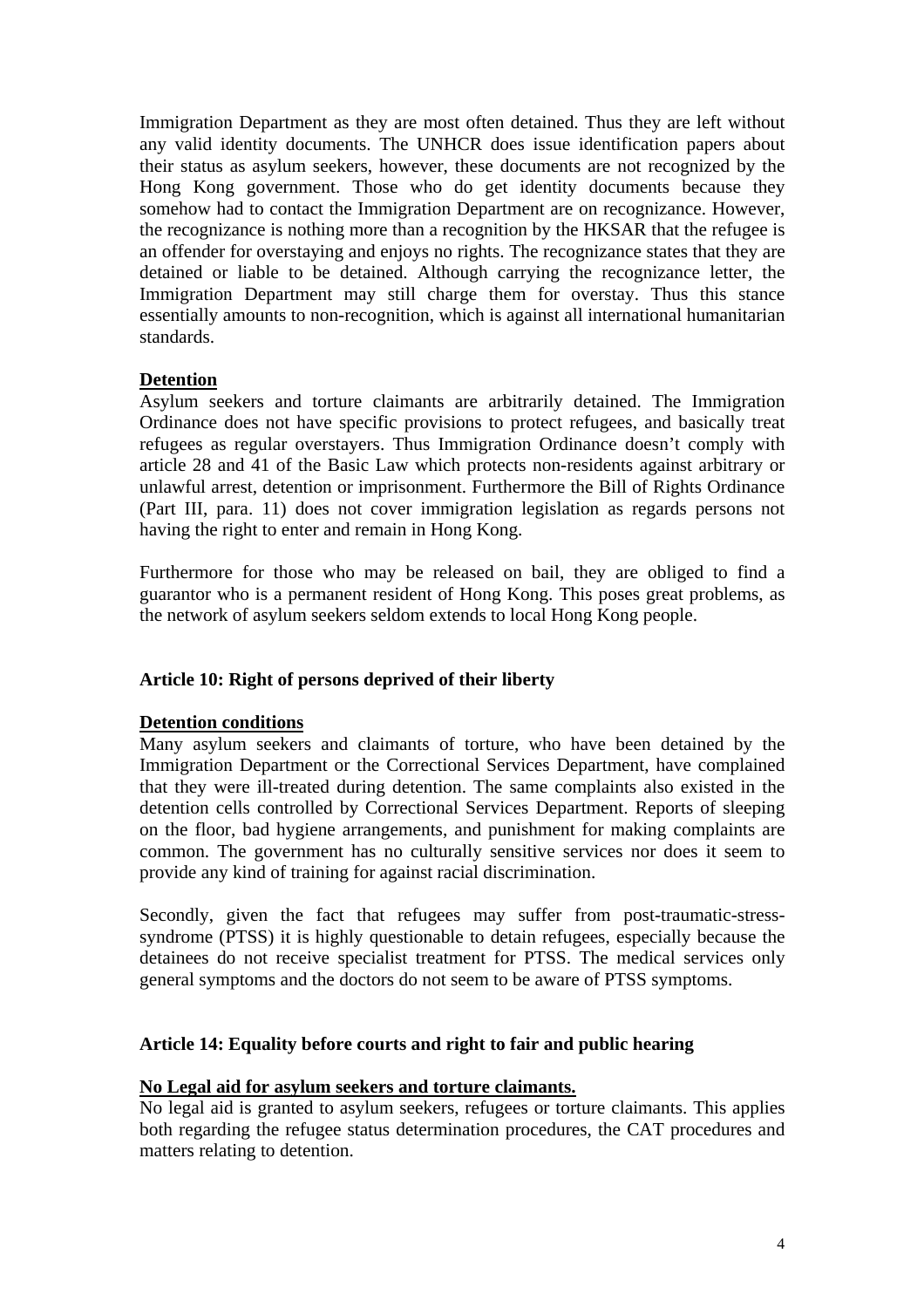Immigration Department as they are most often detained. Thus they are left without any valid identity documents. The UNHCR does issue identification papers about their status as asylum seekers, however, these documents are not recognized by the Hong Kong government. Those who do get identity documents because they somehow had to contact the Immigration Department are on recognizance. However, the recognizance is nothing more than a recognition by the HKSAR that the refugee is an offender for overstaying and enjoys no rights. The recognizance states that they are detained or liable to be detained. Although carrying the recognizance letter, the Immigration Department may still charge them for overstay. Thus this stance essentially amounts to non-recognition, which is against all international humanitarian standards.

**Detention**

Asylum seekers and torture claimants are arbitrarily detained. The Immigration Ordinance does not have specific provisions to protect refugees, and basically treat refugees as regular overstayers. Thus Immigration Ordinance doesn't comply with article 28 and 41 of the Basic Law which protects non-residents against arbitrary or unlawful arrest, detention or imprisonment. Furthermore the Bill of Rights Ordinance (Part III, para. 11) does not cover immigration legislation as regards persons not having the right to enter and remain in Hong Kong.

Furthermore for those who may be released on bail, they are obliged to find a guarantor who is a permanent resident of Hong Kong. This poses great problems, as the network of asylum seekers seldom extends to local Hong Kong people.

### Article 10: Right of persons deprived of their liberty

**Detention conditions**

Many asylum seekers and claimants of torture, who have been detained by the Immigration Department or the Correctional Services Department, have complained that they were ill-treated during detention. The same complaints also existed in the detention cells controlled by Correctional Services Department. Reports of sleeping on the floor, bad hygiene arrangements, and punishment for making complaints are common. The government has no culturally sensitive services nor does it seem to provide any kind of training for against racial discrimination.

Secondly, given the fact that refugees may suffer from post-traumatic-stress-syndrome (PTSS) it is highly questionable to detain refugees, especially because the detainees do not receive specialist treatment for PTSS. The medical services only general symptoms and the doctors do not seem to be aware of PTSS symptoms.

### Article 14: Equality before courts and right to fair and public hearing

**No Legal aid for asylum seekers and torture claimants.**

No legal aid is granted to asylum seekers, refugees or torture claimants. This applies both regarding the refugee status determination procedures, the CAT procedures and matters relating to detention.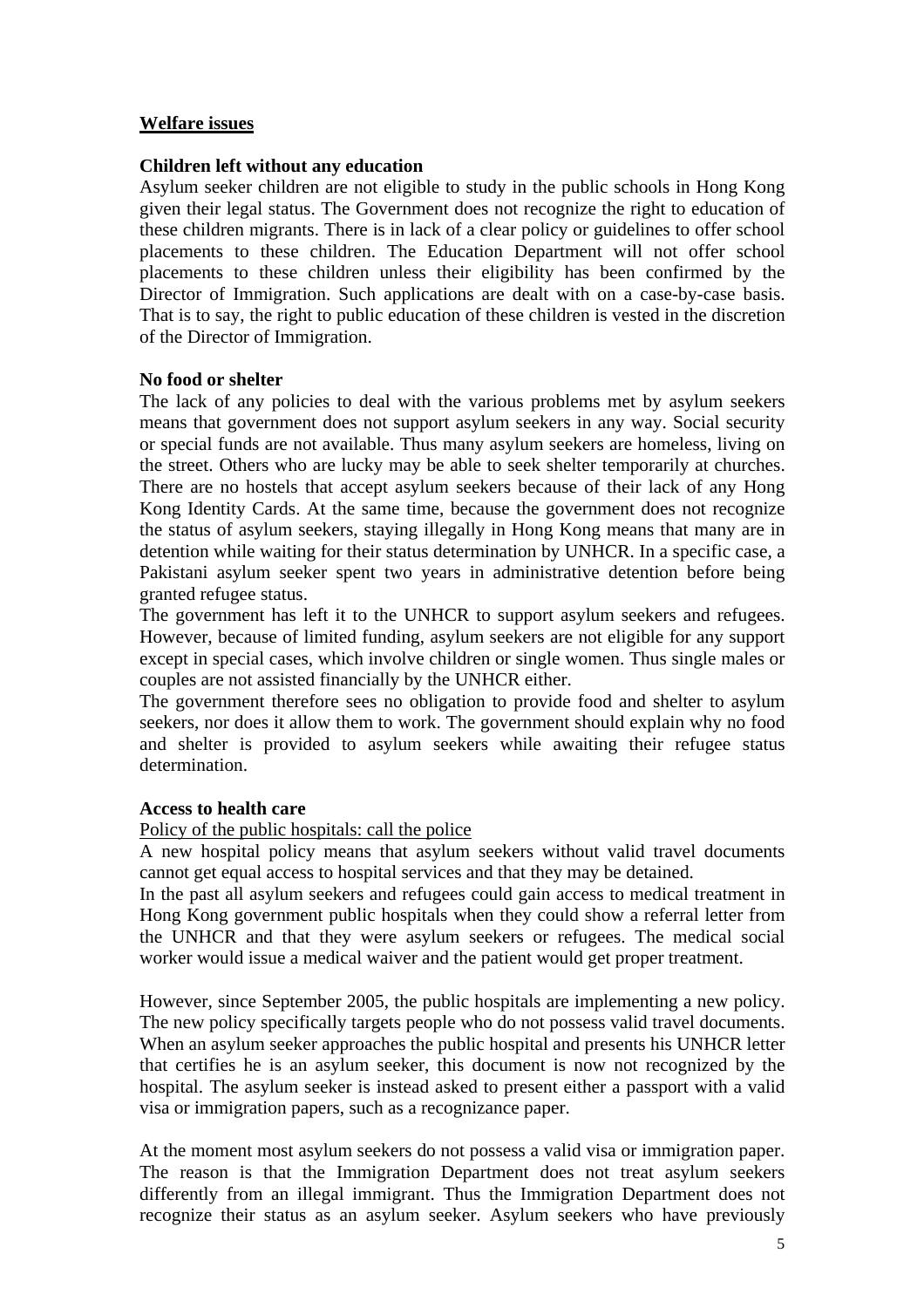## Welfare issues

### Children left without any education

Asylum seeker children are not eligible to study in the public schools in Hong Kong given their legal status. The Government does not recognize the right to education of these children migrants. There is in lack of a clear policy or guidelines to offer school placements to these children. The Education Department will not offer school placements to these children unless their eligibility has been confirmed by the Director of Immigration. Such applications are dealt with on a case-by-case basis. That is to say, the right to public education of these children is vested in the discretion of the Director of Immigration.

### No food or shelter

The lack of any policies to deal with the various problems met by asylum seekers means that government does not support asylum seekers in any way. Social security or special funds are not available. Thus many asylum seekers are homeless, living on the street. Others who are lucky may be able to seek shelter temporarily at churches. There are no hostels that accept asylum seekers because of their lack of any Hong Kong Identity Cards. At the same time, because the government does not recognize the status of asylum seekers, staying illegally in Hong Kong means that many are in detention while waiting for their status determination by UNHCR. In a specific case, a Pakistani asylum seeker spent two years in administrative detention before being granted refugee status.

The government has left it to the UNHCR to support asylum seekers and refugees. However, because of limited funding, asylum seekers are not eligible for any support except in special cases, which involve children or single women. Thus single males or couples are not assisted financially by the UNHCR either.

The government therefore sees no obligation to provide food and shelter to asylum seekers, nor does it allow them to work. The government should explain why no food and shelter is provided to asylum seekers while awaiting their refugee status determination.

### Access to health care

<u>Policy of the public hospitals: call the police</u>

A new hospital policy means that asylum seekers without valid travel documents cannot get equal access to hospital services and that they may be detained.

In the past all asylum seekers and refugees could gain access to medical treatment in Hong Kong government public hospitals when they could show a referral letter from the UNHCR and that they were asylum seekers or refugees. The medical social worker would issue a medical waiver and the patient would get proper treatment.

However, since September 2005, the public hospitals are implementing a new policy. The new policy specifically targets people who do not possess valid travel documents. When an asylum seeker approaches the public hospital and presents his UNHCR letter that certifies he is an asylum seeker, this document is now not recognized by the hospital. The asylum seeker is instead asked to present either a passport with a valid visa or immigration papers, such as a recognizance paper.

At the moment most asylum seekers do not possess a valid visa or immigration paper. The reason is that the Immigration Department does not treat asylum seekers differently from an illegal immigrant. Thus the Immigration Department does not recognize their status as an asylum seeker. Asylum seekers who have previously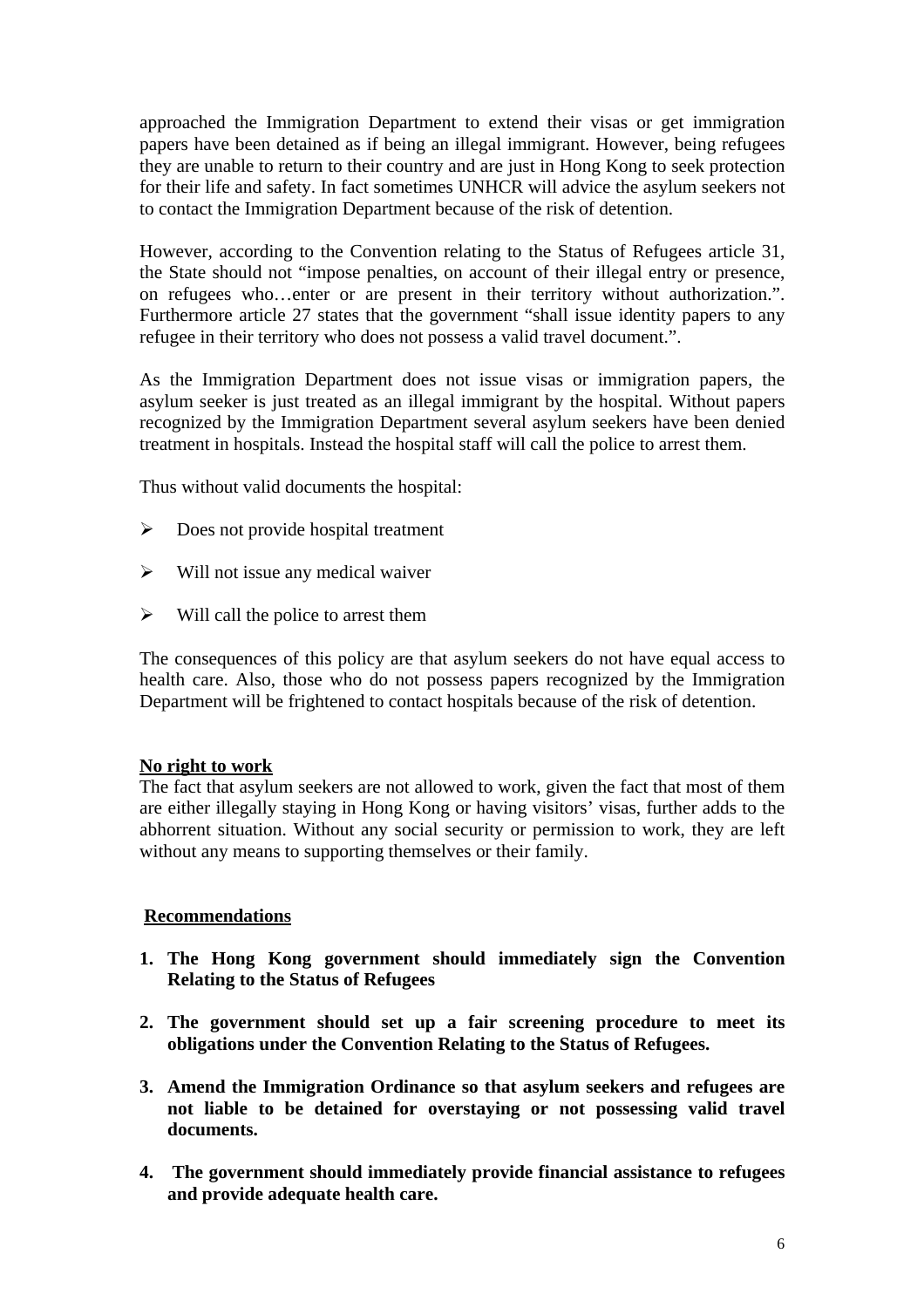approached the Immigration Department to extend their visas or get immigration papers have been detained as if being an illegal immigrant. However, being refugees they are unable to return to their country and are just in Hong Kong to seek protection for their life and safety. In fact sometimes UNHCR will advice the asylum seekers not to contact the Immigration Department because of the risk of detention.

However, according to the Convention relating to the Status of Refugees article 31, the State should not "impose penalties, on account of their illegal entry or presence, on refugees who…enter or are present in their territory without authorization.". Furthermore article 27 states that the government "shall issue identity papers to any refugee in their territory who does not possess a valid travel document.".

As the Immigration Department does not issue visas or immigration papers, the asylum seeker is just treated as an illegal immigrant by the hospital. Without papers recognized by the Immigration Department several asylum seekers have been denied treatment in hospitals. Instead the hospital staff will call the police to arrest them.

Thus without valid documents the hospital:

- Does not provide hospital treatment
- Will not issue any medical waiver
- Will call the police to arrest them

The consequences of this policy are that asylum seekers do not have equal access to health care. Also, those who do not possess papers recognized by the Immigration Department will be frightened to contact hospitals because of the risk of detention.

**No right to work**

The fact that asylum seekers are not allowed to work, given the fact that most of them are either illegally staying in Hong Kong or having visitors' visas, further adds to the abhorrent situation. Without any social security or permission to work, they are left without any means to supporting themselves or their family.

**Recommendations**

1. **The Hong Kong government should immediately sign the Convention Relating to the Status of Refugees**
2. **The government should set up a fair screening procedure to meet its obligations under the Convention Relating to the Status of Refugees.**
3. **Amend the Immigration Ordinance so that asylum seekers and refugees are not liable to be detained for overstaying or not possessing valid travel documents.**
4. **The government should immediately provide financial assistance to refugees and provide adequate health care.**